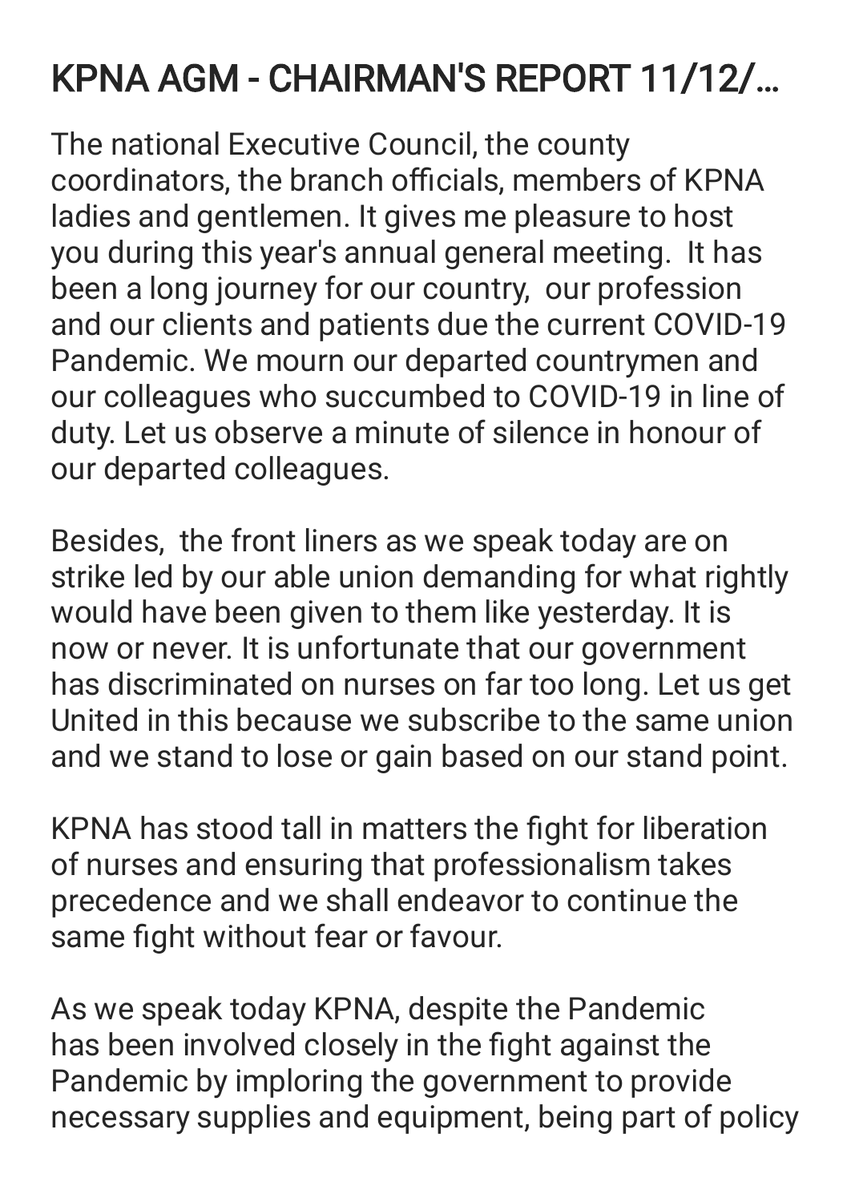# KPNA AGM - CHAIRMAN'S REPORT 11/12/...

The national Executive Council, the county coordinators, the branch officials, members of KPNA ladies and gentlemen. It gives me pleasure to host you during this year's annual general meeting. It has been a long journey for our country, our profession and our clients and patients due the current COVID-19 Pandemic. We mourn our departed countrymen and our colleagues who succumbed to COVID-19 in line of duty. Let us observe a minute of silence in honour of our departed colleagues.

Besides, the front liners as we speak today are on strike led by our able union demanding for what rightly would have been given to them like yesterday. It is now or never. It is unfortunate that our government has discriminated on nurses on far too long. Let us get United in this because we subscribe to the same union and we stand to lose or gain based on our stand point.

KPNA has stood tall in matters the fight for liberation of nurses and ensuring that professionalism takes precedence and we shall endeavor to continue the same fight without fear or favour.

As we speak today KPNA, despite the Pandemic has been involved closely in the fight against the Pandemic by imploring the government to provide necessary supplies and equipment, being part of policy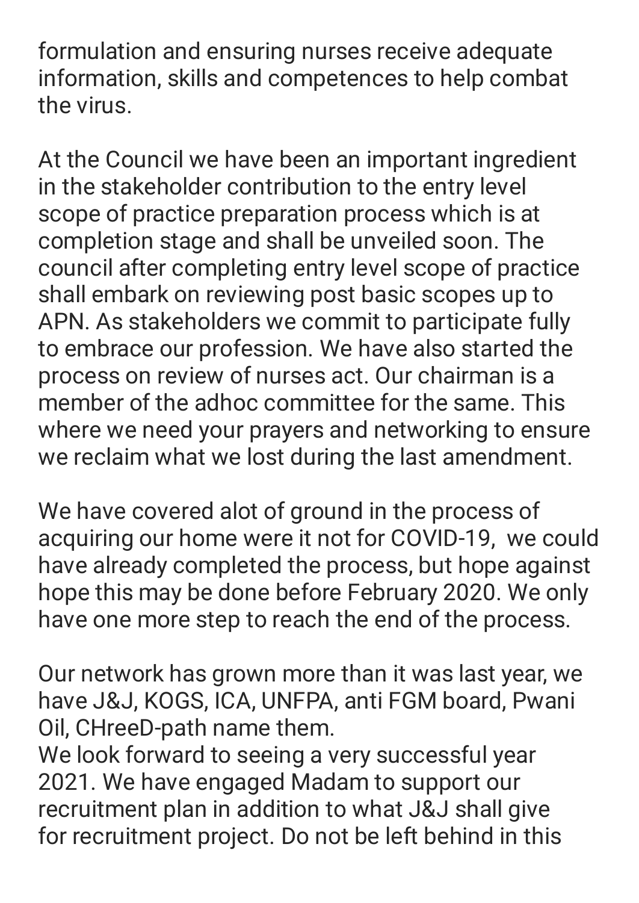formulation and ensuring nurses receive adequate information, skills and competences to help combat the virus.

At the Council we have been an important ingredient in the stakeholder contribution to the entry level scope of practice preparation process which is at completion stage and shall be unveiled soon. The council after completing entry level scope of practice shall embark on reviewing post basic scopes up to APN. As stakeholders we commit to participate fully to embrace our profession. We have also started the process on review of nurses act. Our chairman is a member of the adhoc committee for the same. This where we need your prayers and networking to ensure we reclaim what we lost during the last amendment.

We have covered alot of ground in the process of acquiring our home were it not for COVID-19,  we could have already completed the process, but hope against hope this may be done before February 2020. We only have one more step to reach the end of the process.

Our network has grown more than it was last year, we have J&J, KOGS, ICA, UNFPA, anti FGM board, Pwani Oil, CHreeD-path name them.
We look forward to seeing a very successful year 2021. We have engaged Madam to support our recruitment plan in addition to what J&J shall give for recruitment project. Do not be left behind in this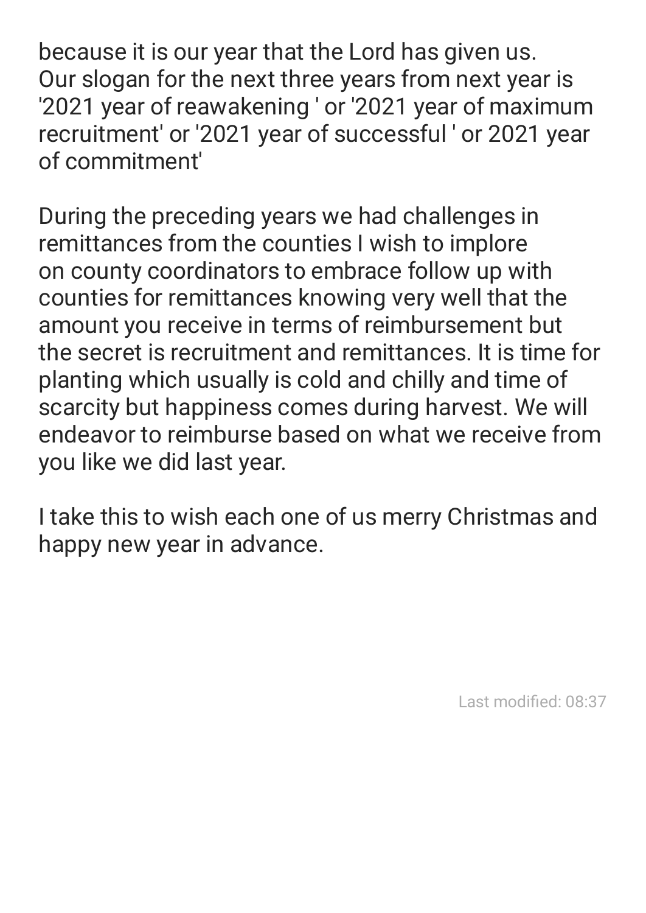because it is our year that the Lord has given us.
Our slogan for the next three years from next year is '2021 year of reawakening ' or '2021 year of maximum recruitment' or '2021 year of successful ' or 2021 year of commitment'

During the preceding years we had challenges in remittances from the counties I wish to implore on county coordinators to embrace follow up with counties for remittances knowing very well that the amount you receive in terms of reimbursement but the secret is recruitment and remittances. It is time for planting which usually is cold and chilly and time of scarcity but happiness comes during harvest. We will endeavor to reimburse based on what we receive from you like we did last year.

I take this to wish each one of us merry Christmas and happy new year in advance.

Last modified: 08:37